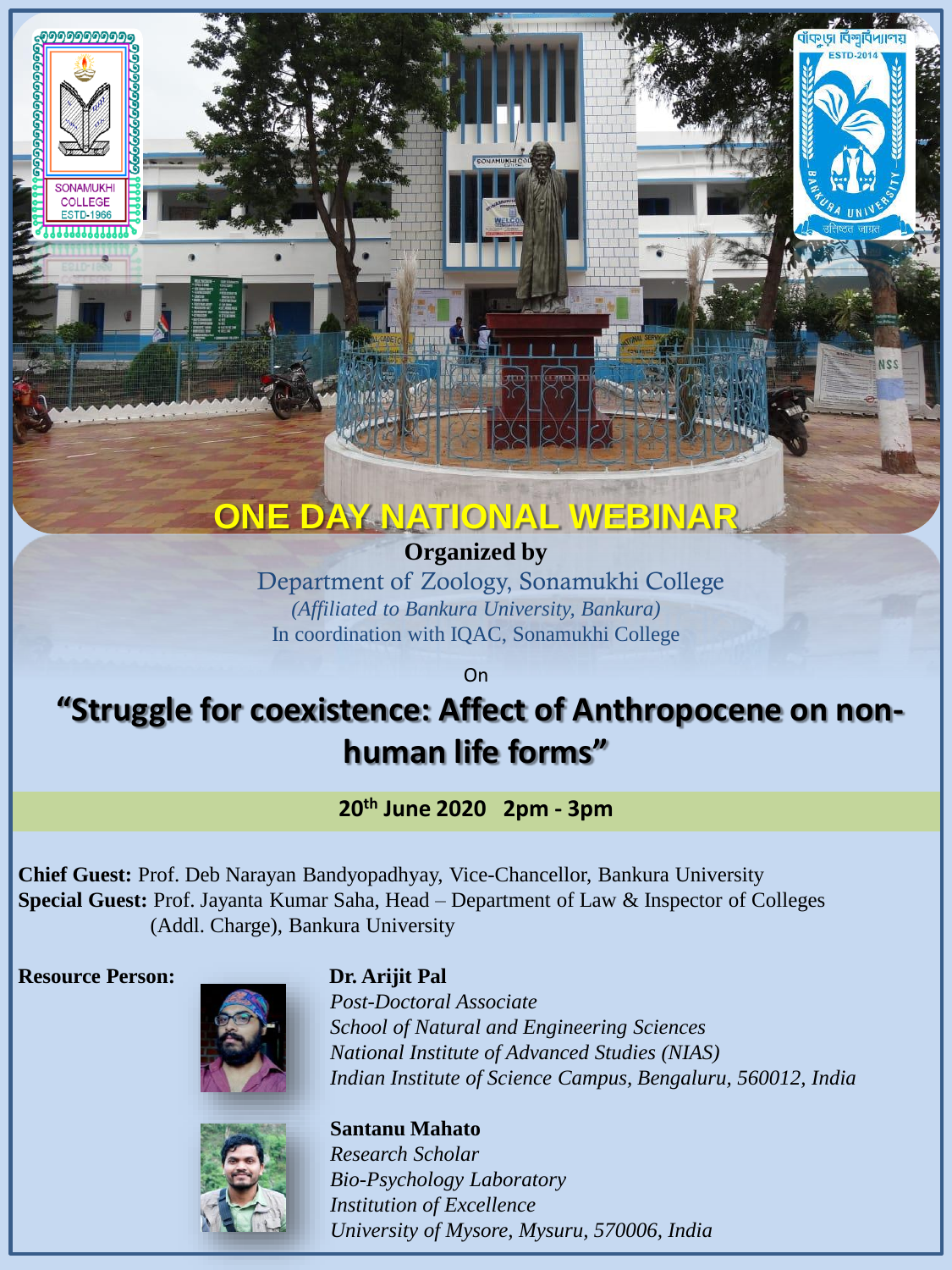# ONE DAY NATIONAL WEBINAR

**Organized by**

Department of Zoology, Sonamukhi College

*(Affiliated to Bankura University, Bankura)*

In coordination with IQAC, Sonamukhi College

On

## "Struggle for coexistence: Affect of Anthropocene on non-human life forms"

**20th June 2020 2pm - 3pm**

**Chief Guest:** Prof. Deb Narayan Bandyopadhyay, Vice-Chancellor, Bankura University

**Special Guest:** Prof. Jayanta Kumar Saha, Head – Department of Law & Inspector of Colleges (Addl. Charge), Bankura University

**Resource Person:**

**Dr. Arijit Pal**
*Post-Doctoral Associate*
*School of Natural and Engineering Sciences*
*National Institute of Advanced Studies (NIAS)*
*Indian Institute of Science Campus, Bengaluru, 560012, India*

**Santanu Mahato**
*Research Scholar*
*Bio-Psychology Laboratory*
*Institution of Excellence*
*University of Mysore, Mysuru, 570006, India*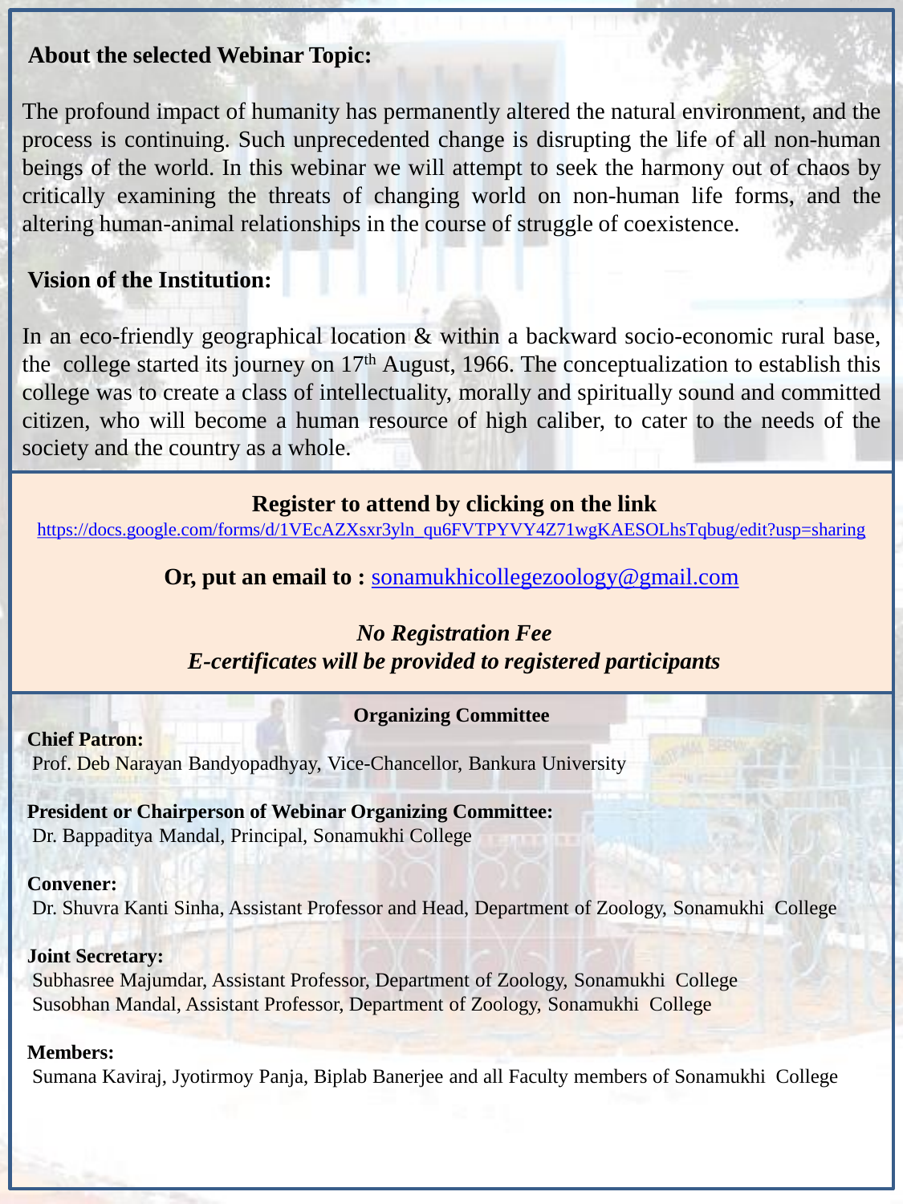## About the selected Webinar Topic:

The profound impact of humanity has permanently altered the natural environment, and the process is continuing. Such unprecedented change is disrupting the life of all non-human beings of the world. In this webinar we will attempt to seek the harmony out of chaos by critically examining the threats of changing world on non-human life forms, and the altering human-animal relationships in the course of struggle of coexistence.

## Vision of the Institution:

In an eco-friendly geographical location & within a backward socio-economic rural base, the college started its journey on 17th August, 1966. The conceptualization to establish this college was to create a class of intellectuality, morally and spiritually sound and committed citizen, who will become a human resource of high caliber, to cater to the needs of the society and the country as a whole.

**Register to attend by clicking on the link**

https://docs.google.com/forms/d/1VEcAZXsxr3yln_qu6FVTPYVY4Z71wgKAESOLhsTqbug/edit?usp=sharing

**Or, put an email to :** sonamukhicollegezoology@gmail.com

***No Registration Fee***

***E-certificates will be provided to registered participants***

### Organizing Committee

**Chief Patron:**
Prof. Deb Narayan Bandyopadhyay, Vice-Chancellor, Bankura University

**President or Chairperson of Webinar Organizing Committee:**
Dr. Bappaditya Mandal, Principal, Sonamukhi College

**Convener:**
Dr. Shuvra Kanti Sinha, Assistant Professor and Head, Department of Zoology, Sonamukhi College

**Joint Secretary:**
Subhasree Majumdar, Assistant Professor, Department of Zoology, Sonamukhi College
Susobhan Mandal, Assistant Professor, Department of Zoology, Sonamukhi College

**Members:**
Sumana Kaviraj, Jyotirmoy Panja, Biplab Banerjee and all Faculty members of Sonamukhi College